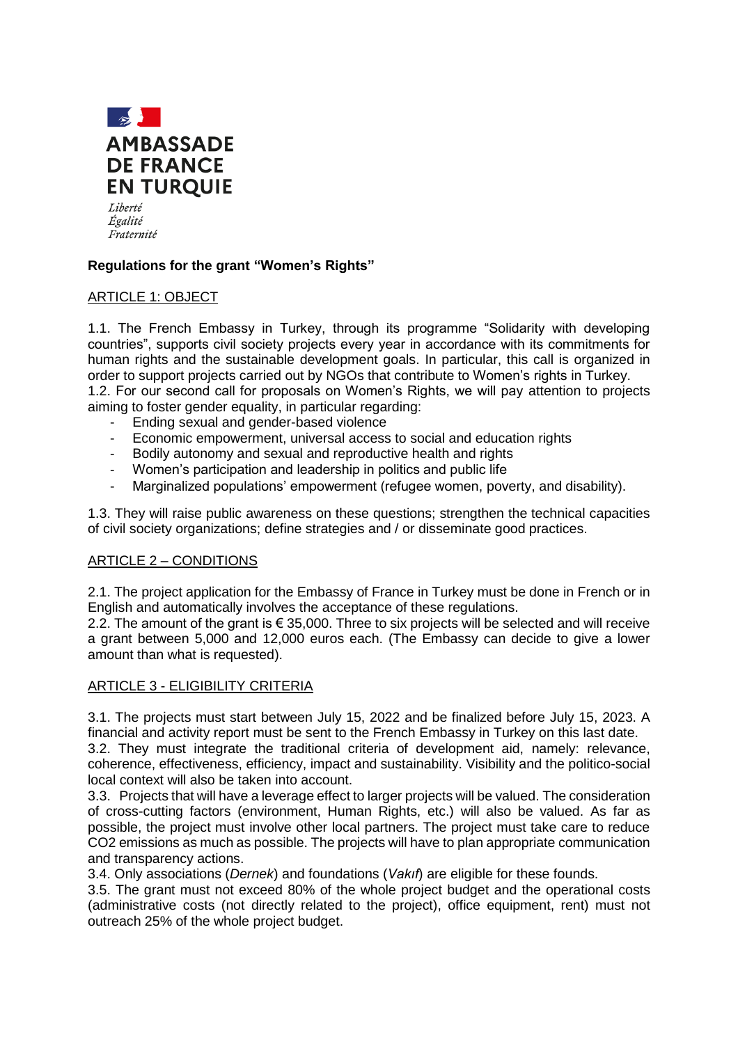AMBASSADE
DE FRANCE
EN TURQUIE

*Liberté*
*Égalité*
*Fraternité*

**Regulations for the grant "Women's Rights"**

## ARTICLE 1: OBJECT

1.1. The French Embassy in Turkey, through its programme "Solidarity with developing countries", supports civil society projects every year in accordance with its commitments for human rights and the sustainable development goals. In particular, this call is organized in order to support projects carried out by NGOs that contribute to Women's rights in Turkey.
1.2. For our second call for proposals on Women's Rights, we will pay attention to projects aiming to foster gender equality, in particular regarding:

- Ending sexual and gender-based violence
- Economic empowerment, universal access to social and education rights
- Bodily autonomy and sexual and reproductive health and rights
- Women's participation and leadership in politics and public life
- Marginalized populations' empowerment (refugee women, poverty, and disability).

1.3. They will raise public awareness on these questions; strengthen the technical capacities of civil society organizations; define strategies and / or disseminate good practices.

## ARTICLE 2 – CONDITIONS

2.1. The project application for the Embassy of France in Turkey must be done in French or in English and automatically involves the acceptance of these regulations.
2.2. The amount of the grant is € 35,000. Three to six projects will be selected and will receive a grant between 5,000 and 12,000 euros each. (The Embassy can decide to give a lower amount than what is requested).

## ARTICLE 3 - ELIGIBILITY CRITERIA

3.1. The projects must start between July 15, 2022 and be finalized before July 15, 2023. A financial and activity report must be sent to the French Embassy in Turkey on this last date.
3.2. They must integrate the traditional criteria of development aid, namely: relevance, coherence, effectiveness, efficiency, impact and sustainability. Visibility and the politico-social local context will also be taken into account.
3.3. Projects that will have a leverage effect to larger projects will be valued. The consideration of cross-cutting factors (environment, Human Rights, etc.) will also be valued. As far as possible, the project must involve other local partners. The project must take care to reduce $CO_2$ emissions as much as possible. The projects will have to plan appropriate communication and transparency actions.
3.4. Only associations (*Dernek*) and foundations (*Vakıf*) are eligible for these founds.
3.5. The grant must not exceed 80% of the whole project budget and the operational costs (administrative costs (not directly related to the project), office equipment, rent) must not outreach 25% of the whole project budget.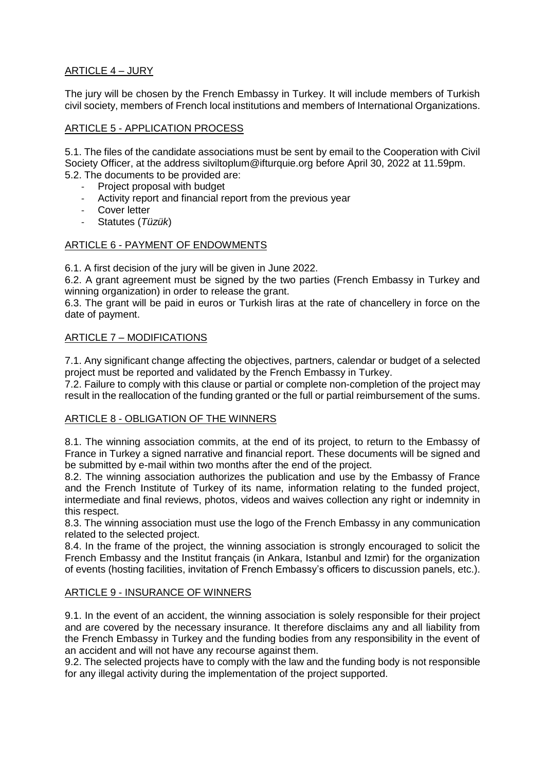## ARTICLE 4 – JURY

The jury will be chosen by the French Embassy in Turkey. It will include members of Turkish civil society, members of French local institutions and members of International Organizations.

## ARTICLE 5 - APPLICATION PROCESS

5.1. The files of the candidate associations must be sent by email to the Cooperation with Civil Society Officer, at the address siviltoplum@ifturquie.org before April 30, 2022 at 11.59pm.
5.2. The documents to be provided are:

- Project proposal with budget
- Activity report and financial report from the previous year
- Cover letter
- Statutes (*Tüzük*)

## ARTICLE 6 - PAYMENT OF ENDOWMENTS

6.1. A first decision of the jury will be given in June 2022.
6.2. A grant agreement must be signed by the two parties (French Embassy in Turkey and winning organization) in order to release the grant.
6.3. The grant will be paid in euros or Turkish liras at the rate of chancellery in force on the date of payment.

## ARTICLE 7 – MODIFICATIONS

7.1. Any significant change affecting the objectives, partners, calendar or budget of a selected project must be reported and validated by the French Embassy in Turkey.
7.2. Failure to comply with this clause or partial or complete non-completion of the project may result in the reallocation of the funding granted or the full or partial reimbursement of the sums.

## ARTICLE 8 - OBLIGATION OF THE WINNERS

8.1. The winning association commits, at the end of its project, to return to the Embassy of France in Turkey a signed narrative and financial report. These documents will be signed and be submitted by e-mail within two months after the end of the project.
8.2. The winning association authorizes the publication and use by the Embassy of France and the French Institute of Turkey of its name, information relating to the funded project, intermediate and final reviews, photos, videos and waives collection any right or indemnity in this respect.
8.3. The winning association must use the logo of the French Embassy in any communication related to the selected project.
8.4. In the frame of the project, the winning association is strongly encouraged to solicit the French Embassy and the Institut français (in Ankara, Istanbul and Izmir) for the organization of events (hosting facilities, invitation of French Embassy's officers to discussion panels, etc.).

## ARTICLE 9 - INSURANCE OF WINNERS

9.1. In the event of an accident, the winning association is solely responsible for their project and are covered by the necessary insurance. It therefore disclaims any and all liability from the French Embassy in Turkey and the funding bodies from any responsibility in the event of an accident and will not have any recourse against them.
9.2. The selected projects have to comply with the law and the funding body is not responsible for any illegal activity during the implementation of the project supported.